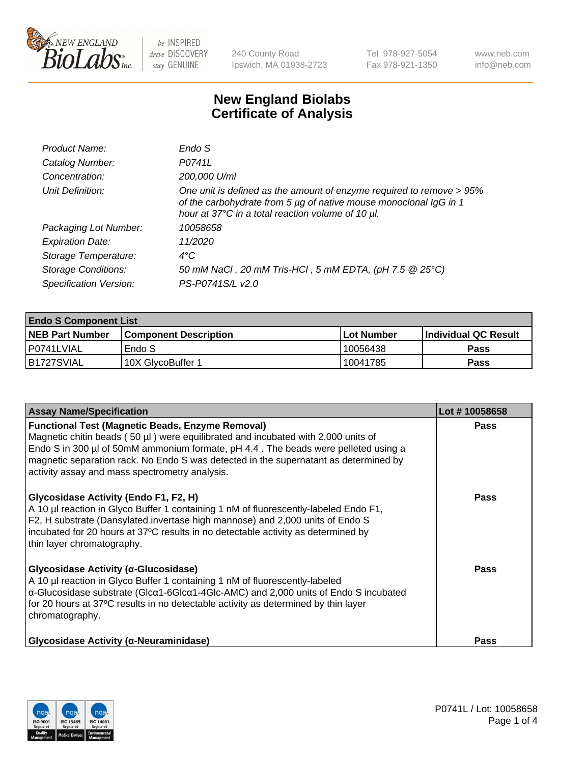# New England Biolabs Certificate of Analysis

| | |
|---|---|
| *Product Name:* | *Endo S* |
| *Catalog Number:* | *P0741L* |
| *Concentration:* | *200,000 U/ml* |
| *Unit Definition:* | *One unit is defined as the amount of enzyme required to remove > 95% of the carbohydrate from 5 µg of native mouse monoclonal IgG in 1 hour at 37°C in a total reaction volume of 10 µl.* |
| *Packaging Lot Number:* | *10058658* |
| *Expiration Date:* | *11/2020* |
| *Storage Temperature:* | *4°C* |
| *Storage Conditions:* | *50 mM NaCl , 20 mM Tris-HCl , 5 mM EDTA, (pH 7.5 @ 25°C)* |
| *Specification Version:* | *PS-P0741S/L v2.0* |

| **Endo S Component List** | | | |
|---|---|---|---|
| **NEB Part Number** | **Component Description** | **Lot Number** | **Individual QC Result** |
| P0741LVIAL | Endo S | 10056438 | **Pass** |
| B1727SVIAL | 10X GlycoBuffer 1 | 10041785 | **Pass** |

| **Assay Name/Specification** | **Lot # 10058658** |
|---|---|
| **Functional Test (Magnetic Beads, Enzyme Removal)** Magnetic chitin beads ( 50 µl ) were equilibrated and incubated with 2,000 units of Endo S in 300 µl of 50mM ammonium formate, pH 4.4 . The beads were pelleted using a magnetic separation rack. No Endo S was detected in the supernatant as determined by activity assay and mass spectrometry analysis. | **Pass** |
| **Glycosidase Activity (Endo F1, F2, H)** A 10 µl reaction in Glyco Buffer 1 containing 1 nM of fluorescently-labeled Endo F1, F2, H substrate (Dansylated invertase high mannose) and 2,000 units of Endo S incubated for 20 hours at 37ºC results in no detectable activity as determined by thin layer chromatography. | **Pass** |
| **Glycosidase Activity (α-Glucosidase)** A 10 µl reaction in Glyco Buffer 1 containing 1 nM of fluorescently-labeled α-Glucosidase substrate (Glcα1-6Glcα1-4Glc-AMC) and 2,000 units of Endo S incubated for 20 hours at 37ºC results in no detectable activity as determined by thin layer chromatography. | **Pass** |
| **Glycosidase Activity (α-Neuraminidase)** | **Pass** |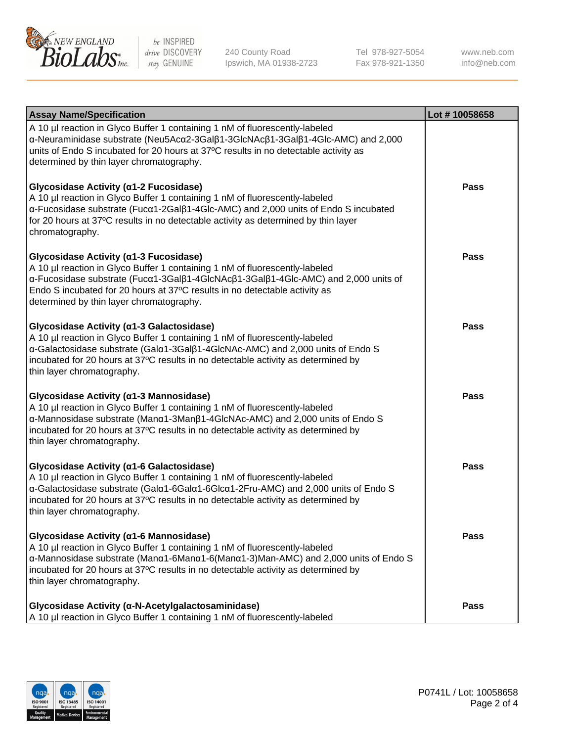| Assay Name/Specification | Lot # 10058658 |
| --- | --- |
| A 10 µl reaction in Glyco Buffer 1 containing 1 nM of fluorescently-labeled α-Neuraminidase substrate (Neu5Acα2-3Galβ1-3GlcNAcβ1-3Galβ1-4Glc-AMC) and 2,000 units of Endo S incubated for 20 hours at 37ºC results in no detectable activity as determined by thin layer chromatography. | |
| **Glycosidase Activity (α1-2 Fucosidase)**<br>A 10 µl reaction in Glyco Buffer 1 containing 1 nM of fluorescently-labeled α-Fucosidase substrate (Fucα1-2Galβ1-4Glc-AMC) and 2,000 units of Endo S incubated for 20 hours at 37ºC results in no detectable activity as determined by thin layer chromatography. | Pass |
| **Glycosidase Activity (α1-3 Fucosidase)**<br>A 10 µl reaction in Glyco Buffer 1 containing 1 nM of fluorescently-labeled α-Fucosidase substrate (Fucα1-3Galβ1-4GlcNAcβ1-3Galβ1-4Glc-AMC) and 2,000 units of Endo S incubated for 20 hours at 37ºC results in no detectable activity as determined by thin layer chromatography. | Pass |
| **Glycosidase Activity (α1-3 Galactosidase)**<br>A 10 µl reaction in Glyco Buffer 1 containing 1 nM of fluorescently-labeled α-Galactosidase substrate (Galα1-3Galβ1-4GlcNAc-AMC) and 2,000 units of Endo S incubated for 20 hours at 37ºC results in no detectable activity as determined by thin layer chromatography. | Pass |
| **Glycosidase Activity (α1-3 Mannosidase)**<br>A 10 µl reaction in Glyco Buffer 1 containing 1 nM of fluorescently-labeled α-Mannosidase substrate (Manα1-3Manβ1-4GlcNAc-AMC) and 2,000 units of Endo S incubated for 20 hours at 37ºC results in no detectable activity as determined by thin layer chromatography. | Pass |
| **Glycosidase Activity (α1-6 Galactosidase)**<br>A 10 µl reaction in Glyco Buffer 1 containing 1 nM of fluorescently-labeled α-Galactosidase substrate (Galα1-6Galα1-6Glcα1-2Fru-AMC) and 2,000 units of Endo S incubated for 20 hours at 37ºC results in no detectable activity as determined by thin layer chromatography. | Pass |
| **Glycosidase Activity (α1-6 Mannosidase)**<br>A 10 µl reaction in Glyco Buffer 1 containing 1 nM of fluorescently-labeled α-Mannosidase substrate (Manα1-6Manα1-6(Manα1-3)Man-AMC) and 2,000 units of Endo S incubated for 20 hours at 37ºC results in no detectable activity as determined by thin layer chromatography. | Pass |
| **Glycosidase Activity (α-N-Acetylgalactosaminidase)**<br>A 10 µl reaction in Glyco Buffer 1 containing 1 nM of fluorescently-labeled | Pass |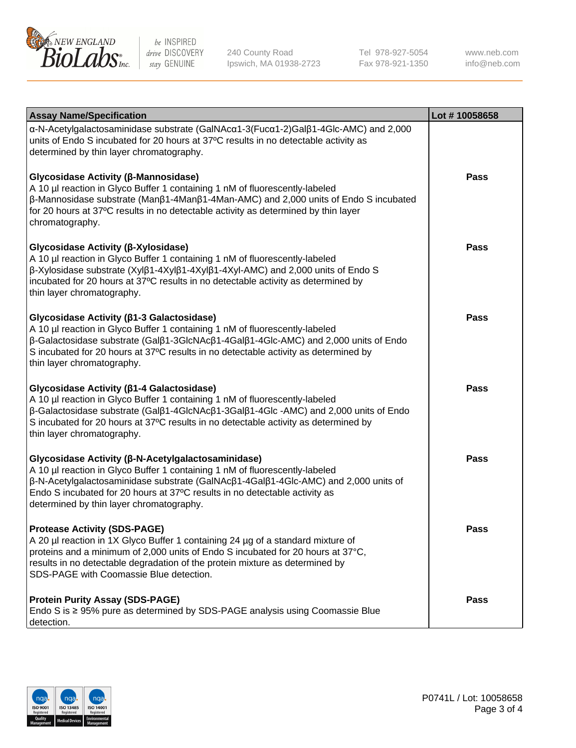| Assay Name/Specification | Lot # 10058658 |
|---|---|
| α-N-Acetylgalactosaminidase substrate (GalNAcα1-3(Fucα1-2)Galβ1-4Glc-AMC) and 2,000 units of Endo S incubated for 20 hours at 37ºC results in no detectable activity as determined by thin layer chromatography. | |
| **Glycosidase Activity (β-Mannosidase)**<br>A 10 µl reaction in Glyco Buffer 1 containing 1 nM of fluorescently-labeled β-Mannosidase substrate (Manβ1-4Manβ1-4Man-AMC) and 2,000 units of Endo S incubated for 20 hours at 37ºC results in no detectable activity as determined by thin layer chromatography. | **Pass** |
| **Glycosidase Activity (β-Xylosidase)**<br>A 10 µl reaction in Glyco Buffer 1 containing 1 nM of fluorescently-labeled β-Xylosidase substrate (Xylβ1-4Xylβ1-4Xylβ1-4Xyl-AMC) and 2,000 units of Endo S incubated for 20 hours at 37ºC results in no detectable activity as determined by thin layer chromatography. | **Pass** |
| **Glycosidase Activity (β1-3 Galactosidase)**<br>A 10 µl reaction in Glyco Buffer 1 containing 1 nM of fluorescently-labeled β-Galactosidase substrate (Galβ1-3GlcNAcβ1-4Galβ1-4Glc-AMC) and 2,000 units of Endo S incubated for 20 hours at 37ºC results in no detectable activity as determined by thin layer chromatography. | **Pass** |
| **Glycosidase Activity (β1-4 Galactosidase)**<br>A 10 µl reaction in Glyco Buffer 1 containing 1 nM of fluorescently-labeled β-Galactosidase substrate (Galβ1-4GlcNAcβ1-3Galβ1-4Glc -AMC) and 2,000 units of Endo S incubated for 20 hours at 37ºC results in no detectable activity as determined by thin layer chromatography. | **Pass** |
| **Glycosidase Activity (β-N-Acetylgalactosaminidase)**<br>A 10 µl reaction in Glyco Buffer 1 containing 1 nM of fluorescently-labeled β-N-Acetylgalactosaminidase substrate (GalNAcβ1-4Galβ1-4Glc-AMC) and 2,000 units of Endo S incubated for 20 hours at 37ºC results in no detectable activity as determined by thin layer chromatography. | **Pass** |
| **Protease Activity (SDS-PAGE)**<br>A 20 µl reaction in 1X Glyco Buffer 1 containing 24 µg of a standard mixture of proteins and a minimum of 2,000 units of Endo S incubated for 20 hours at 37°C, results in no detectable degradation of the protein mixture as determined by SDS-PAGE with Coomassie Blue detection. | **Pass** |
| **Protein Purity Assay (SDS-PAGE)**<br>Endo S is ≥ 95% pure as determined by SDS-PAGE analysis using Coomassie Blue detection. | **Pass** |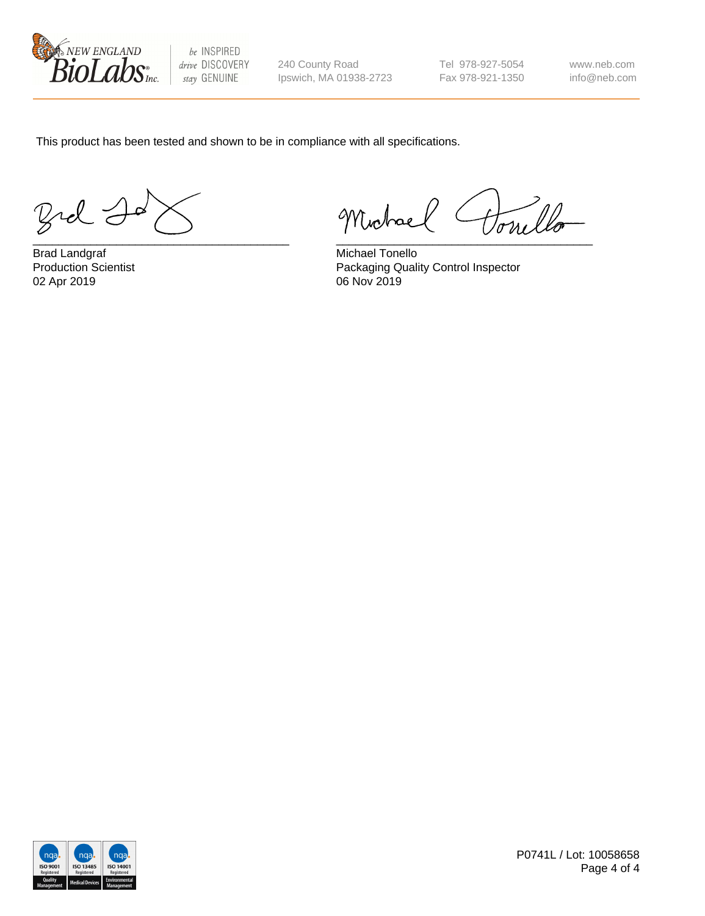This product has been tested and shown to be in compliance with all specifications.

Brad Landgraf
Production Scientist
02 Apr 2019

Michael Tonello
Packaging Quality Control Inspector
06 Nov 2019

P0741L / Lot: 10058658